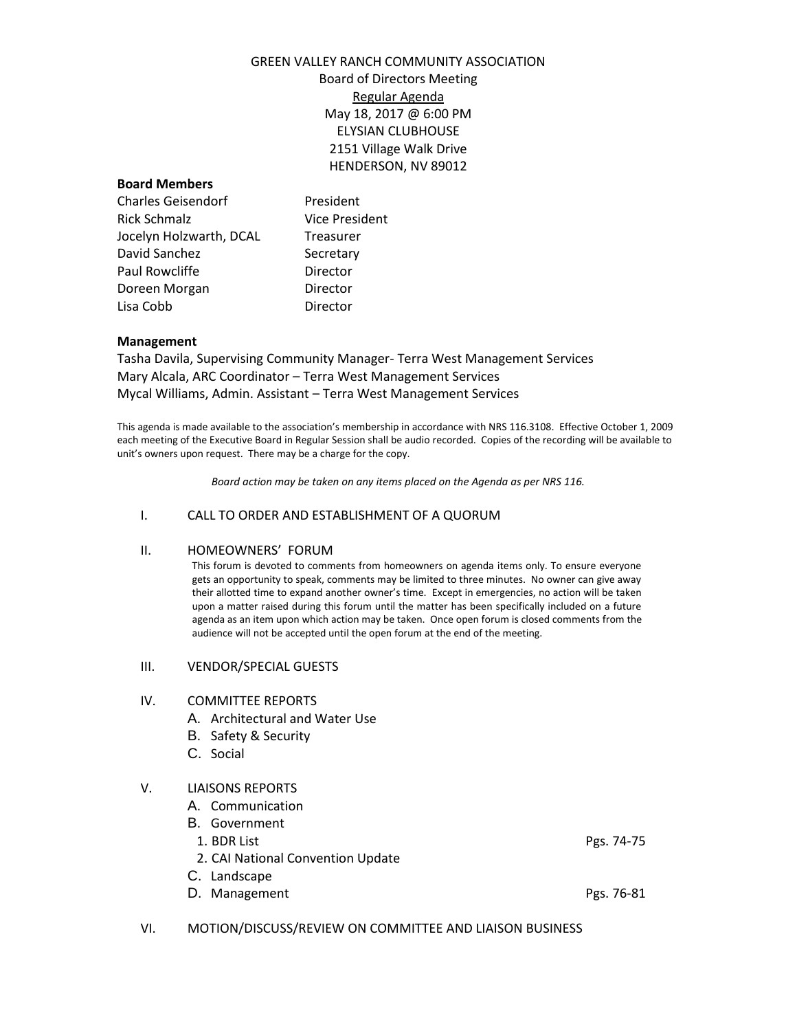# GREEN VALLEY RANCH COMMUNITY ASSOCIATION

Board of Directors Meeting

Regular Agenda

May 18, 2017 @ 6:00 PM

ELYSIAN CLUBHOUSE

2151 Village Walk Drive

HENDERSON, NV 89012

**Board Members**

| | |
|---|---|
| Charles Geisendorf | President |
| Rick Schmalz | Vice President |
| Jocelyn Holzwarth, DCAL | Treasurer |
| David Sanchez | Secretary |
| Paul Rowcliffe | Director |
| Doreen Morgan | Director |
| Lisa Cobb | Director |

**Management**

Tasha Davila, Supervising Community Manager- Terra West Management Services
Mary Alcala, ARC Coordinator – Terra West Management Services
Mycal Williams, Admin. Assistant – Terra West Management Services

This agenda is made available to the association's membership in accordance with NRS 116.3108. Effective October 1, 2009 each meeting of the Executive Board in Regular Session shall be audio recorded. Copies of the recording will be available to unit's owners upon request. There may be a charge for the copy.

*Board action may be taken on any items placed on the Agenda as per NRS 116.*

I. CALL TO ORDER AND ESTABLISHMENT OF A QUORUM

II. HOMEOWNERS' FORUM

This forum is devoted to comments from homeowners on agenda items only. To ensure everyone gets an opportunity to speak, comments may be limited to three minutes. No owner can give away their allotted time to expand another owner's time. Except in emergencies, no action will be taken upon a matter raised during this forum until the matter has been specifically included on a future agenda as an item upon which action may be taken. Once open forum is closed comments from the audience will not be accepted until the open forum at the end of the meeting.

III. VENDOR/SPECIAL GUESTS

IV. COMMITTEE REPORTS
   - A. Architectural and Water Use
   - B. Safety & Security
   - C. Social

V. LIAISONS REPORTS
   - A. Communication
   - B. Government
     1. BDR List — Pgs. 74-75
     2. CAI National Convention Update
   - C. Landscape
   - D. Management — Pgs. 76-81

VI. MOTION/DISCUSS/REVIEW ON COMMITTEE AND LIAISON BUSINESS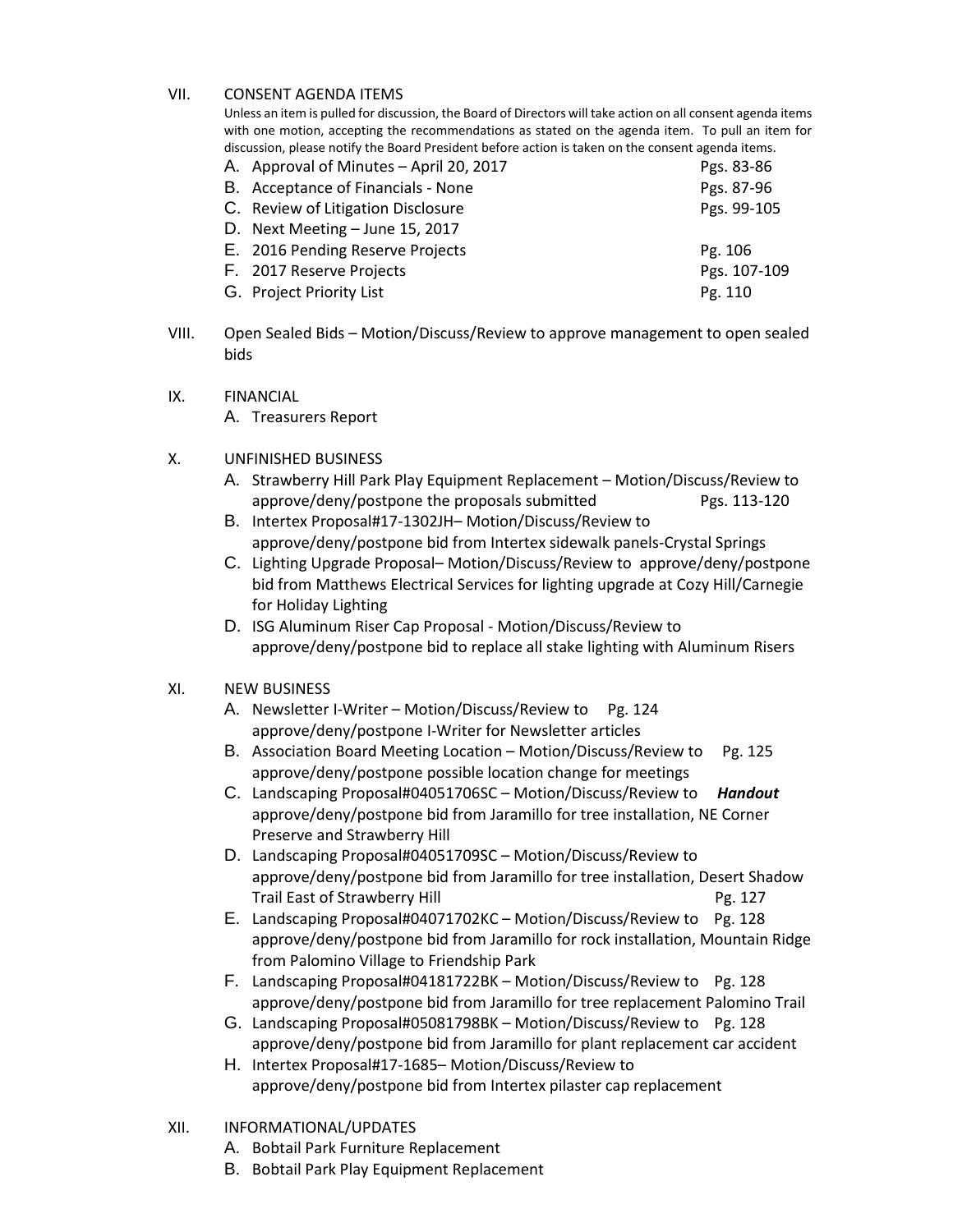VII. CONSENT AGENDA ITEMS

Unless an item is pulled for discussion, the Board of Directors will take action on all consent agenda items with one motion, accepting the recommendations as stated on the agenda item. To pull an item for discussion, please notify the Board President before action is taken on the consent agenda items.

A. Approval of Minutes – April 20, 2017 Pgs. 83-86
B. Acceptance of Financials - None Pgs. 87-96
C. Review of Litigation Disclosure Pgs. 99-105
D. Next Meeting – June 15, 2017
E. 2016 Pending Reserve Projects Pg. 106
F. 2017 Reserve Projects Pgs. 107-109
G. Project Priority List Pg. 110

VIII. Open Sealed Bids – Motion/Discuss/Review to approve management to open sealed bids

IX. FINANCIAL

A. Treasurers Report

X. UNFINISHED BUSINESS

A. Strawberry Hill Park Play Equipment Replacement – Motion/Discuss/Review to approve/deny/postpone the proposals submitted Pgs. 113-120
B. Intertex Proposal#17-1302JH– Motion/Discuss/Review to approve/deny/postpone bid from Intertex sidewalk panels-Crystal Springs
C. Lighting Upgrade Proposal– Motion/Discuss/Review to approve/deny/postpone bid from Matthews Electrical Services for lighting upgrade at Cozy Hill/Carnegie for Holiday Lighting
D. ISG Aluminum Riser Cap Proposal - Motion/Discuss/Review to approve/deny/postpone bid to replace all stake lighting with Aluminum Risers

XI. NEW BUSINESS

A. Newsletter I-Writer – Motion/Discuss/Review to Pg. 124 approve/deny/postpone I-Writer for Newsletter articles
B. Association Board Meeting Location – Motion/Discuss/Review to Pg. 125 approve/deny/postpone possible location change for meetings
C. Landscaping Proposal#04051706SC – Motion/Discuss/Review to ***Handout*** approve/deny/postpone bid from Jaramillo for tree installation, NE Corner Preserve and Strawberry Hill
D. Landscaping Proposal#04051709SC – Motion/Discuss/Review to approve/deny/postpone bid from Jaramillo for tree installation, Desert Shadow Trail East of Strawberry Hill Pg. 127
E. Landscaping Proposal#04071702KC – Motion/Discuss/Review to Pg. 128 approve/deny/postpone bid from Jaramillo for rock installation, Mountain Ridge from Palomino Village to Friendship Park
F. Landscaping Proposal#04181722BK – Motion/Discuss/Review to Pg. 128 approve/deny/postpone bid from Jaramillo for tree replacement Palomino Trail
G. Landscaping Proposal#05081798BK – Motion/Discuss/Review to Pg. 128 approve/deny/postpone bid from Jaramillo for plant replacement car accident
H. Intertex Proposal#17-1685– Motion/Discuss/Review to approve/deny/postpone bid from Intertex pilaster cap replacement

XII. INFORMATIONAL/UPDATES

A. Bobtail Park Furniture Replacement
B. Bobtail Park Play Equipment Replacement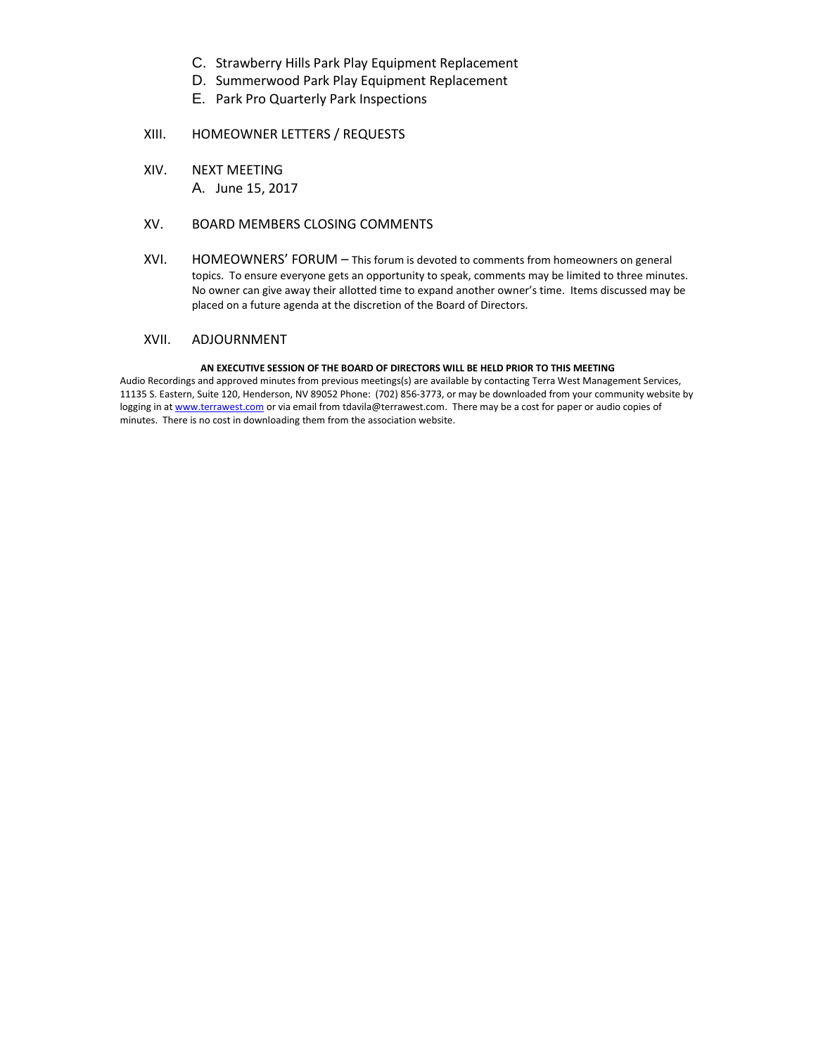C. Strawberry Hills Park Play Equipment Replacement
D. Summerwood Park Play Equipment Replacement
E. Park Pro Quarterly Park Inspections

XIII. HOMEOWNER LETTERS / REQUESTS

XIV. NEXT MEETING
A. June 15, 2017

XV. BOARD MEMBERS CLOSING COMMENTS

XVI. HOMEOWNERS' FORUM – This forum is devoted to comments from homeowners on general topics. To ensure everyone gets an opportunity to speak, comments may be limited to three minutes. No owner can give away their allotted time to expand another owner's time. Items discussed may be placed on a future agenda at the discretion of the Board of Directors.

XVII. ADJOURNMENT

**AN EXECUTIVE SESSION OF THE BOARD OF DIRECTORS WILL BE HELD PRIOR TO THIS MEETING**

Audio Recordings and approved minutes from previous meetings(s) are available by contacting Terra West Management Services, 11135 S. Eastern, Suite 120, Henderson, NV 89052 Phone: (702) 856-3773, or may be downloaded from your community website by logging in at www.terrawest.com or via email from tdavila@terrawest.com. There may be a cost for paper or audio copies of minutes. There is no cost in downloading them from the association website.